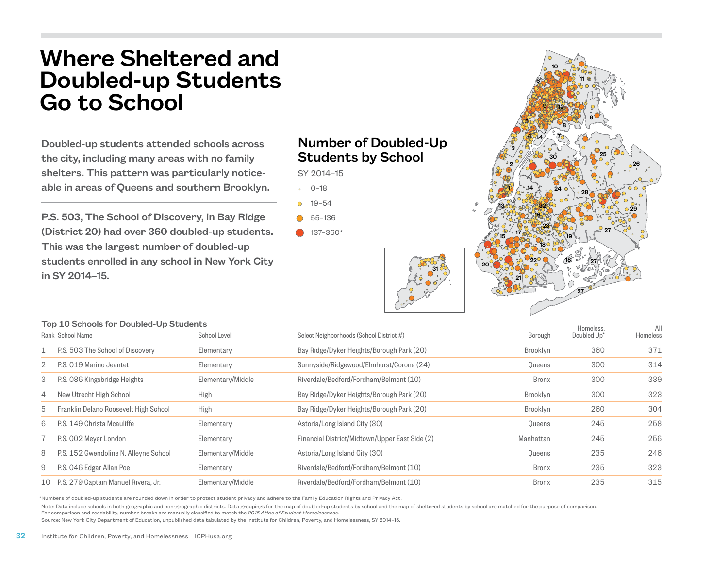# Where Sheltered and Doubled-up Students Go to School

**Doubled-up students attended schools across the city, including many areas with no family shelters. This pattern was particularly noticeable in areas of Queens and southern Brooklyn.**

**P.S. 503, The School of Discovery, in Bay Ridge (District 20) had over 360 doubled-up students. This was the largest number of doubled-up students enrolled in any school in New York City in SY 2014–15.**

## Number of Doubled-Up Students by School

SY 2014–15

- 0–18
- 19–54
- 55–136
- 137–360*

### Top 10 Schools for Doubled-Up Students

| Rank | School Name | School Level | Select Neighborhoods (School District #) | Borough | Homeless, Doubled Up* | All Homeless |
|---|---|---|---|---|---|---|
| 1 | P.S. 503 The School of Discovery | Elementary | Bay Ridge/Dyker Heights/Borough Park (20) | Brooklyn | 360 | 371 |
| 2 | P.S. 019 Marino Jeantet | Elementary | Sunnyside/Ridgewood/Elmhurst/Corona (24) | Queens | 300 | 314 |
| 3 | P.S. 086 Kingsbridge Heights | Elementary/Middle | Riverdale/Bedford/Fordham/Belmont (10) | Bronx | 300 | 339 |
| 4 | New Utrecht High School | High | Bay Ridge/Dyker Heights/Borough Park (20) | Brooklyn | 300 | 323 |
| 5 | Franklin Delano Roosevelt High School | High | Bay Ridge/Dyker Heights/Borough Park (20) | Brooklyn | 260 | 304 |
| 6 | P.S. 149 Christa Mcauliffe | Elementary | Astoria/Long Island City (30) | Queens | 245 | 258 |
| 7 | P.S. 002 Meyer London | Elementary | Financial District/Midtown/Upper East Side (2) | Manhattan | 245 | 256 |
| 8 | P.S. 152 Gwendoline N. Alleyne School | Elementary/Middle | Astoria/Long Island City (30) | Queens | 235 | 246 |
| 9 | P.S. 046 Edgar Allan Poe | Elementary | Riverdale/Bedford/Fordham/Belmont (10) | Bronx | 235 | 323 |
| 10 | P.S. 279 Captain Manuel Rivera, Jr. | Elementary/Middle | Riverdale/Bedford/Fordham/Belmont (10) | Bronx | 235 | 315 |

*Numbers of doubled-up students are rounded down in order to protect student privacy and adhere to the Family Education Rights and Privacy Act.

Note: Data include schools in both geographic and non-geographic districts. Data groupings for the map of doubled-up students by school and the map of sheltered students by school are matched for the purpose of comparison. For comparison and readability, number breaks are manually classified to match the *2015 Atlas of Student Homelessness*.

Source: New York City Department of Education, unpublished data tabulated by the Institute for Children, Poverty, and Homelessness, SY 2014–15.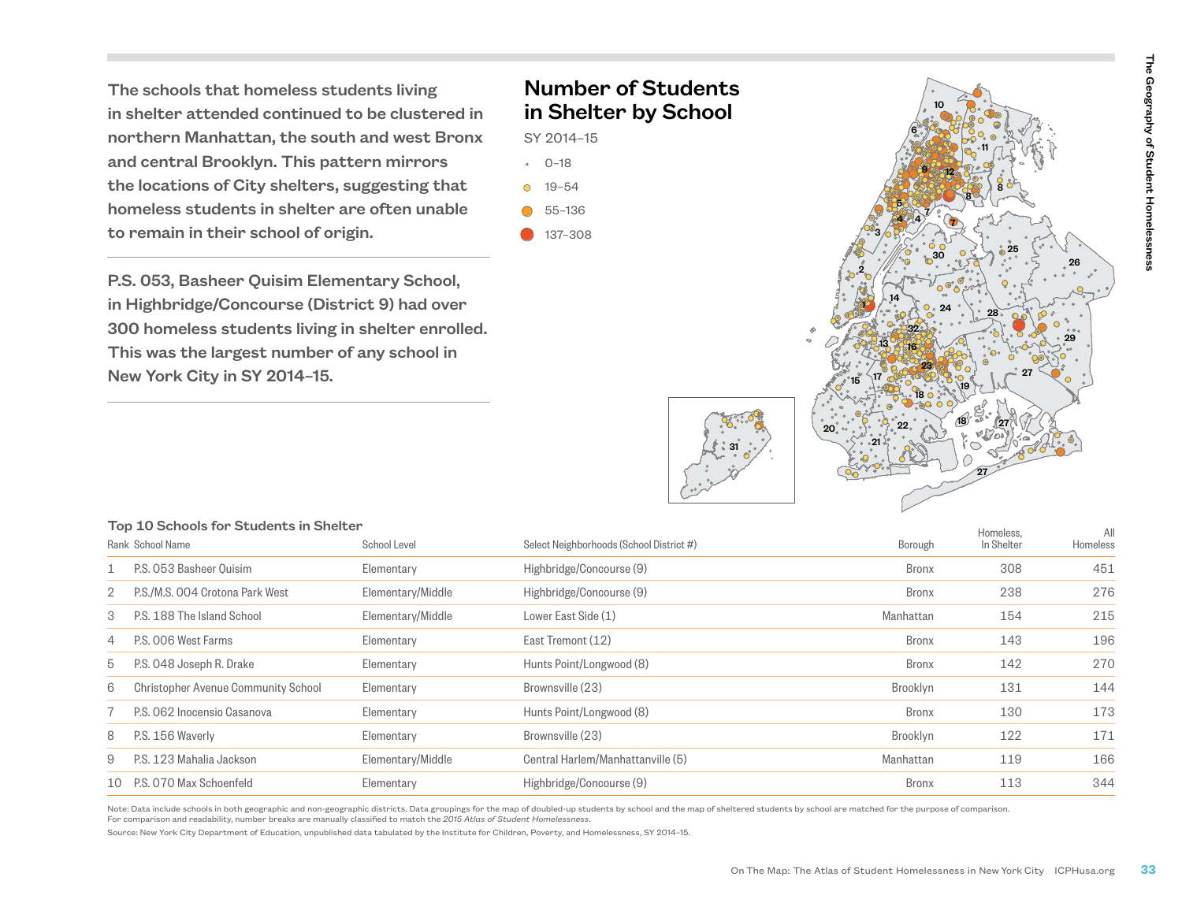The schools that homeless students living in shelter attended continued to be clustered in northern Manhattan, the south and west Bronx and central Brooklyn. This pattern mirrors the locations of City shelters, suggesting that homeless students in shelter are often unable to remain in their school of origin.

P.S. 053, Basheer Quisim Elementary School, in Highbridge/Concourse (District 9) had over 300 homeless students living in shelter enrolled. This was the largest number of any school in New York City in SY 2014–15.

## Number of Students in Shelter by School

SY 2014–15

0–18

19–54

55–136

137–308

10
6
11
9
12
8
8
5
4
4
7
7
3
30
25
26
2
14
24
28
1
32
29
13
16
23
27
15
17
19
18
20
22
18
27
21
27
31

### Top 10 Schools for Students in Shelter

| Rank | School Name | School Level | Select Neighborhoods (School District #) | Borough | Homeless, In Shelter | All Homeless |
|---|---|---|---|---|---|---|
| 1 | P.S. 053 Basheer Quisim | Elementary | Highbridge/Concourse (9) | Bronx | 308 | 451 |
| 2 | P.S./M.S. 004 Crotona Park West | Elementary/Middle | Highbridge/Concourse (9) | Bronx | 238 | 276 |
| 3 | P.S. 188 The Island School | Elementary/Middle | Lower East Side (1) | Manhattan | 154 | 215 |
| 4 | P.S. 006 West Farms | Elementary | East Tremont (12) | Bronx | 143 | 196 |
| 5 | P.S. 048 Joseph R. Drake | Elementary | Hunts Point/Longwood (8) | Bronx | 142 | 270 |
| 6 | Christopher Avenue Community School | Elementary | Brownsville (23) | Brooklyn | 131 | 144 |
| 7 | P.S. 062 Inocensio Casanova | Elementary | Hunts Point/Longwood (8) | Bronx | 130 | 173 |
| 8 | P.S. 156 Waverly | Elementary | Brownsville (23) | Brooklyn | 122 | 171 |
| 9 | P.S. 123 Mahalia Jackson | Elementary/Middle | Central Harlem/Manhattanville (5) | Manhattan | 119 | 166 |
| 10 | P.S. 070 Max Schoenfeld | Elementary | Highbridge/Concourse (9) | Bronx | 113 | 344 |

Note: Data include schools in both geographic and non-geographic districts. Data groupings for the map of doubled-up students by school and the map of sheltered students by school are matched for the purpose of comparison. For comparison and readability, number breaks are manually classified to match the *2015 Atlas of Student Homelessness*.

Source: New York City Department of Education, unpublished data tabulated by the Institute for Children, Poverty, and Homelessness, SY 2014–15.